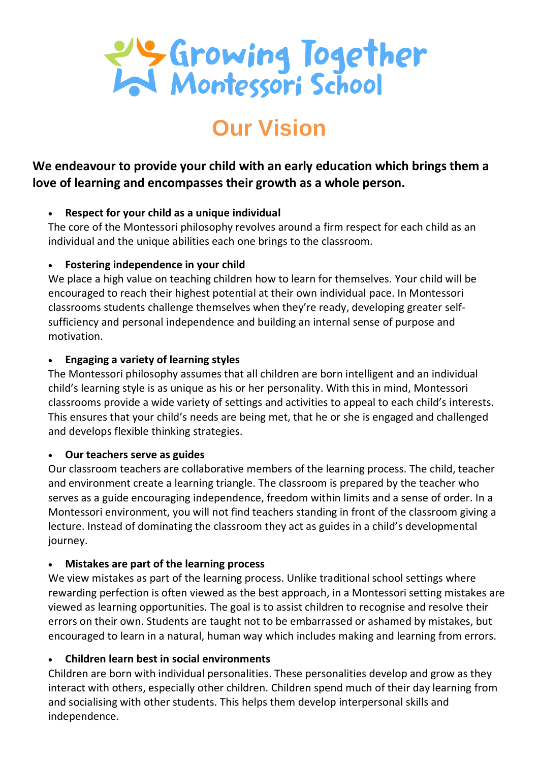# Growing Together Montessori School

## Our Vision

**We endeavour to provide your child with an early education which brings them a love of learning and encompasses their growth as a whole person.**

- **Respect for your child as a unique individual**

The core of the Montessori philosophy revolves around a firm respect for each child as an individual and the unique abilities each one brings to the classroom.

- **Fostering independence in your child**

We place a high value on teaching children how to learn for themselves. Your child will be encouraged to reach their highest potential at their own individual pace. In Montessori classrooms students challenge themselves when they're ready, developing greater self-sufficiency and personal independence and building an internal sense of purpose and motivation.

- **Engaging a variety of learning styles**

The Montessori philosophy assumes that all children are born intelligent and an individual child's learning style is as unique as his or her personality. With this in mind, Montessori classrooms provide a wide variety of settings and activities to appeal to each child's interests. This ensures that your child's needs are being met, that he or she is engaged and challenged and develops flexible thinking strategies.

- **Our teachers serve as guides**

Our classroom teachers are collaborative members of the learning process. The child, teacher and environment create a learning triangle. The classroom is prepared by the teacher who serves as a guide encouraging independence, freedom within limits and a sense of order. In a Montessori environment, you will not find teachers standing in front of the classroom giving a lecture. Instead of dominating the classroom they act as guides in a child's developmental journey.

- **Mistakes are part of the learning process**

We view mistakes as part of the learning process. Unlike traditional school settings where rewarding perfection is often viewed as the best approach, in a Montessori setting mistakes are viewed as learning opportunities. The goal is to assist children to recognise and resolve their errors on their own. Students are taught not to be embarrassed or ashamed by mistakes, but encouraged to learn in a natural, human way which includes making and learning from errors.

- **Children learn best in social environments**

Children are born with individual personalities. These personalities develop and grow as they interact with others, especially other children. Children spend much of their day learning from and socialising with other students. This helps them develop interpersonal skills and independence.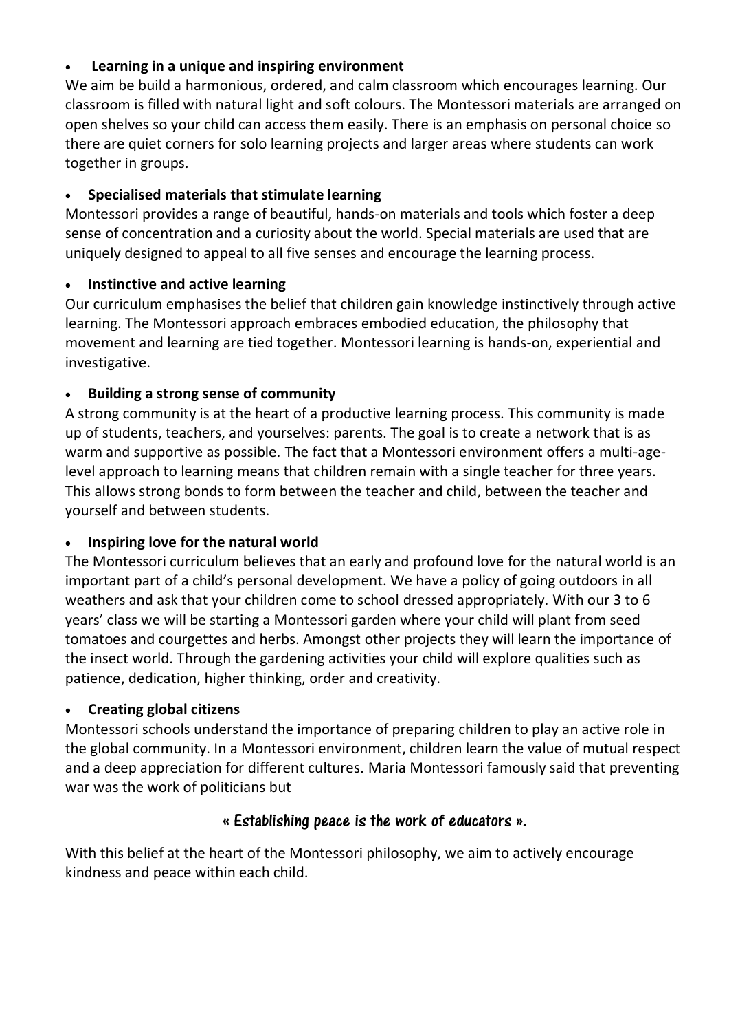- **Learning in a unique and inspiring environment**

We aim be build a harmonious, ordered, and calm classroom which encourages learning. Our classroom is filled with natural light and soft colours. The Montessori materials are arranged on open shelves so your child can access them easily. There is an emphasis on personal choice so there are quiet corners for solo learning projects and larger areas where students can work together in groups.

- **Specialised materials that stimulate learning**

Montessori provides a range of beautiful, hands-on materials and tools which foster a deep sense of concentration and a curiosity about the world. Special materials are used that are uniquely designed to appeal to all five senses and encourage the learning process.

- **Instinctive and active learning**

Our curriculum emphasises the belief that children gain knowledge instinctively through active learning. The Montessori approach embraces embodied education, the philosophy that movement and learning are tied together. Montessori learning is hands-on, experiential and investigative.

- **Building a strong sense of community**

A strong community is at the heart of a productive learning process. This community is made up of students, teachers, and yourselves: parents. The goal is to create a network that is as warm and supportive as possible. The fact that a Montessori environment offers a multi-age-level approach to learning means that children remain with a single teacher for three years. This allows strong bonds to form between the teacher and child, between the teacher and yourself and between students.

- **Inspiring love for the natural world**

The Montessori curriculum believes that an early and profound love for the natural world is an important part of a child's personal development. We have a policy of going outdoors in all weathers and ask that your children come to school dressed appropriately. With our 3 to 6 years' class we will be starting a Montessori garden where your child will plant from seed tomatoes and courgettes and herbs. Amongst other projects they will learn the importance of the insect world. Through the gardening activities your child will explore qualities such as patience, dedication, higher thinking, order and creativity.

- **Creating global citizens**

Montessori schools understand the importance of preparing children to play an active role in the global community. In a Montessori environment, children learn the value of mutual respect and a deep appreciation for different cultures. Maria Montessori famously said that preventing war was the work of politicians but

« Establishing peace is the work of educators ».

With this belief at the heart of the Montessori philosophy, we aim to actively encourage kindness and peace within each child.